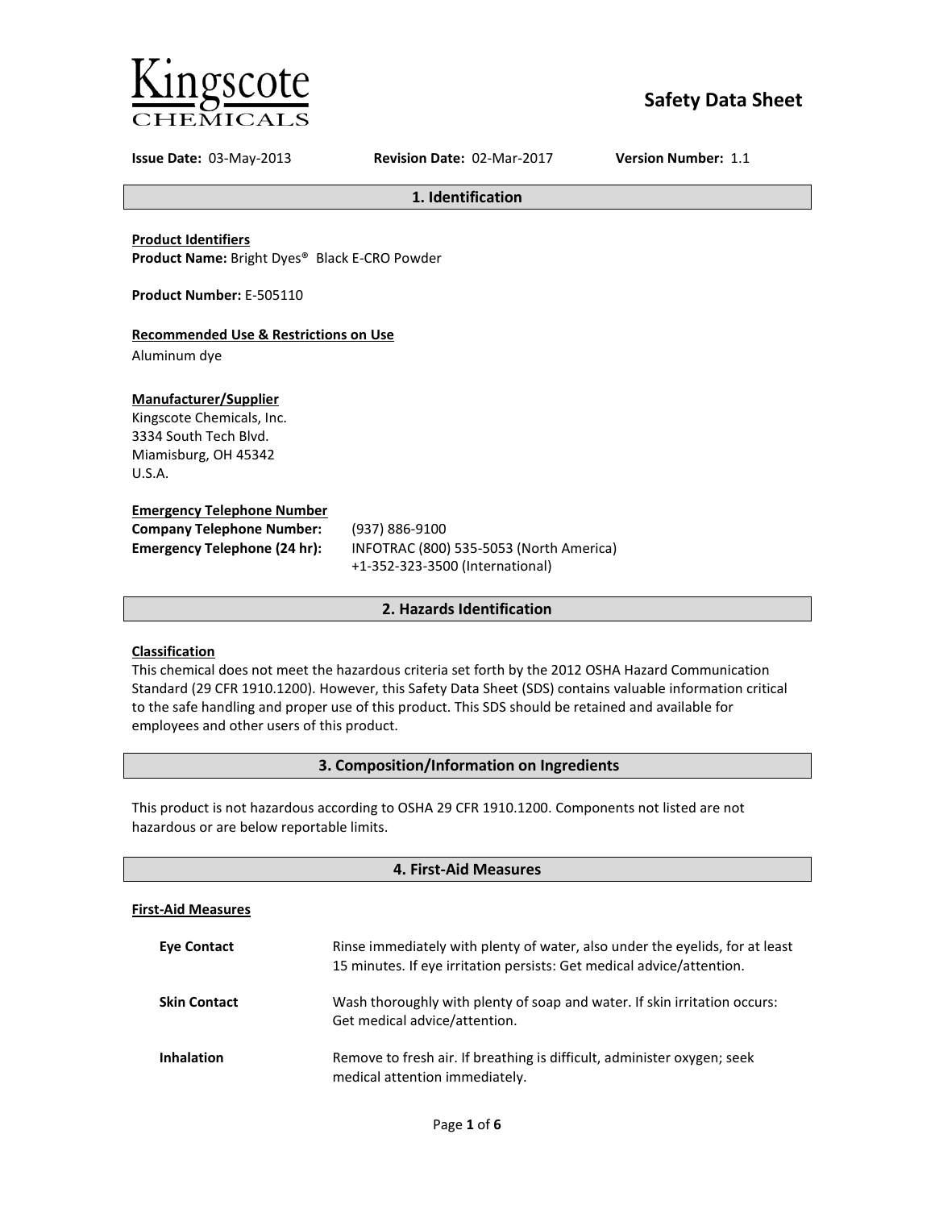Kingscote CHEMICALS

# Safety Data Sheet

**Issue Date:** 03-May-2013 **Revision Date:** 02-Mar-2017 **Version Number:** 1.1

## 1. Identification

**Product Identifiers**
**Product Name:** Bright Dyes® Black E-CRO Powder

**Product Number:** E-505110

**Recommended Use & Restrictions on Use**
Aluminum dye

**Manufacturer/Supplier**
Kingscote Chemicals, Inc.
3334 South Tech Blvd.
Miamisburg, OH 45342
U.S.A.

**Emergency Telephone Number**

| | |
|---|---|
| **Company Telephone Number:** | (937) 886-9100 |
| **Emergency Telephone (24 hr):** | INFOTRAC (800) 535-5053 (North America)<br>+1-352-323-3500 (International) |

## 2. Hazards Identification

**Classification**
This chemical does not meet the hazardous criteria set forth by the 2012 OSHA Hazard Communication Standard (29 CFR 1910.1200). However, this Safety Data Sheet (SDS) contains valuable information critical to the safe handling and proper use of this product. This SDS should be retained and available for employees and other users of this product.

## 3. Composition/Information on Ingredients

This product is not hazardous according to OSHA 29 CFR 1910.1200. Components not listed are not hazardous or are below reportable limits.

## 4. First-Aid Measures

**First-Aid Measures**

| | |
|---|---|
| **Eye Contact** | Rinse immediately with plenty of water, also under the eyelids, for at least 15 minutes. If eye irritation persists: Get medical advice/attention. |
| **Skin Contact** | Wash thoroughly with plenty of soap and water. If skin irritation occurs: Get medical advice/attention. |
| **Inhalation** | Remove to fresh air. If breathing is difficult, administer oxygen; seek medical attention immediately. |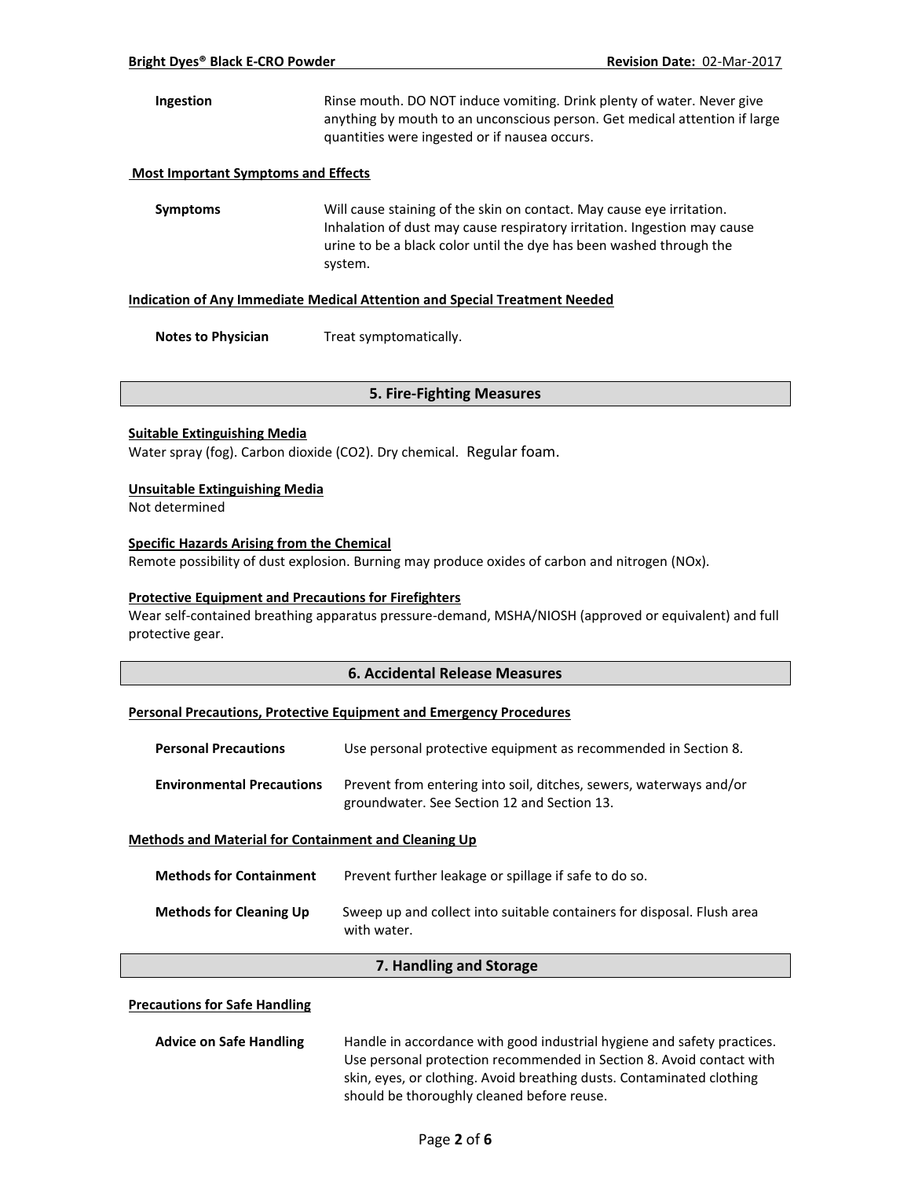**Ingestion** Rinse mouth. DO NOT induce vomiting. Drink plenty of water. Never give anything by mouth to an unconscious person. Get medical attention if large quantities were ingested or if nausea occurs.

**Most Important Symptoms and Effects**

**Symptoms** Will cause staining of the skin on contact. May cause eye irritation. Inhalation of dust may cause respiratory irritation. Ingestion may cause urine to be a black color until the dye has been washed through the system.

**Indication of Any Immediate Medical Attention and Special Treatment Needed**

**Notes to Physician** Treat symptomatically.

## 5. Fire-Fighting Measures

**Suitable Extinguishing Media**

Water spray (fog). Carbon dioxide ($CO_2$). Dry chemical. Regular foam.

**Unsuitable Extinguishing Media**

Not determined

**Specific Hazards Arising from the Chemical**

Remote possibility of dust explosion. Burning may produce oxides of carbon and nitrogen (NOx).

**Protective Equipment and Precautions for Firefighters**

Wear self-contained breathing apparatus pressure-demand, MSHA/NIOSH (approved or equivalent) and full protective gear.

## 6. Accidental Release Measures

**Personal Precautions, Protective Equipment and Emergency Procedures**

**Personal Precautions** Use personal protective equipment as recommended in Section 8.

**Environmental Precautions** Prevent from entering into soil, ditches, sewers, waterways and/or groundwater. See Section 12 and Section 13.

**Methods and Material for Containment and Cleaning Up**

**Methods for Containment** Prevent further leakage or spillage if safe to do so.

**Methods for Cleaning Up** Sweep up and collect into suitable containers for disposal. Flush area with water.

## 7. Handling and Storage

**Precautions for Safe Handling**

**Advice on Safe Handling** Handle in accordance with good industrial hygiene and safety practices. Use personal protection recommended in Section 8. Avoid contact with skin, eyes, or clothing. Avoid breathing dusts. Contaminated clothing should be thoroughly cleaned before reuse.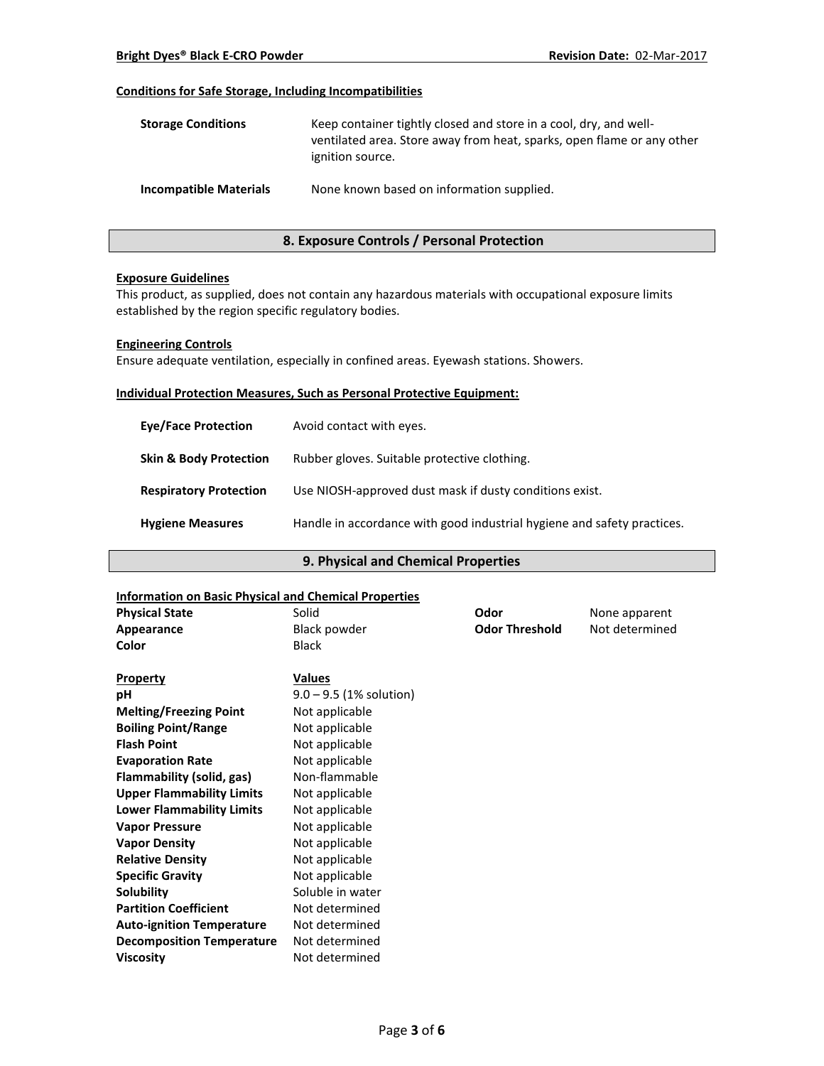#### Conditions for Safe Storage, Including Incompatibilities

| | |
|---|---|
| **Storage Conditions** | Keep container tightly closed and store in a cool, dry, and well-ventilated area. Store away from heat, sparks, open flame or any other ignition source. |
| **Incompatible Materials** | None known based on information supplied. |

## 8. Exposure Controls / Personal Protection

#### Exposure Guidelines

This product, as supplied, does not contain any hazardous materials with occupational exposure limits established by the region specific regulatory bodies.

#### Engineering Controls

Ensure adequate ventilation, especially in confined areas. Eyewash stations. Showers.

#### Individual Protection Measures, Such as Personal Protective Equipment:

| | |
|---|---|
| **Eye/Face Protection** | Avoid contact with eyes. |
| **Skin & Body Protection** | Rubber gloves. Suitable protective clothing. |
| **Respiratory Protection** | Use NIOSH-approved dust mask if dusty conditions exist. |
| **Hygiene Measures** | Handle in accordance with good industrial hygiene and safety practices. |

## 9. Physical and Chemical Properties

#### Information on Basic Physical and Chemical Properties

| | | | |
|---|---|---|---|
| **Physical State** | Solid | **Odor** | None apparent |
| **Appearance** | Black powder | **Odor Threshold** | Not determined |
| **Color** | Black | | |

| Property | Values |
|---|---|
| **pH** | 9.0 – 9.5 (1% solution) |
| **Melting/Freezing Point** | Not applicable |
| **Boiling Point/Range** | Not applicable |
| **Flash Point** | Not applicable |
| **Evaporation Rate** | Not applicable |
| **Flammability (solid, gas)** | Non-flammable |
| **Upper Flammability Limits** | Not applicable |
| **Lower Flammability Limits** | Not applicable |
| **Vapor Pressure** | Not applicable |
| **Vapor Density** | Not applicable |
| **Relative Density** | Not applicable |
| **Specific Gravity** | Not applicable |
| **Solubility** | Soluble in water |
| **Partition Coefficient** | Not determined |
| **Auto-ignition Temperature** | Not determined |
| **Decomposition Temperature** | Not determined |
| **Viscosity** | Not determined |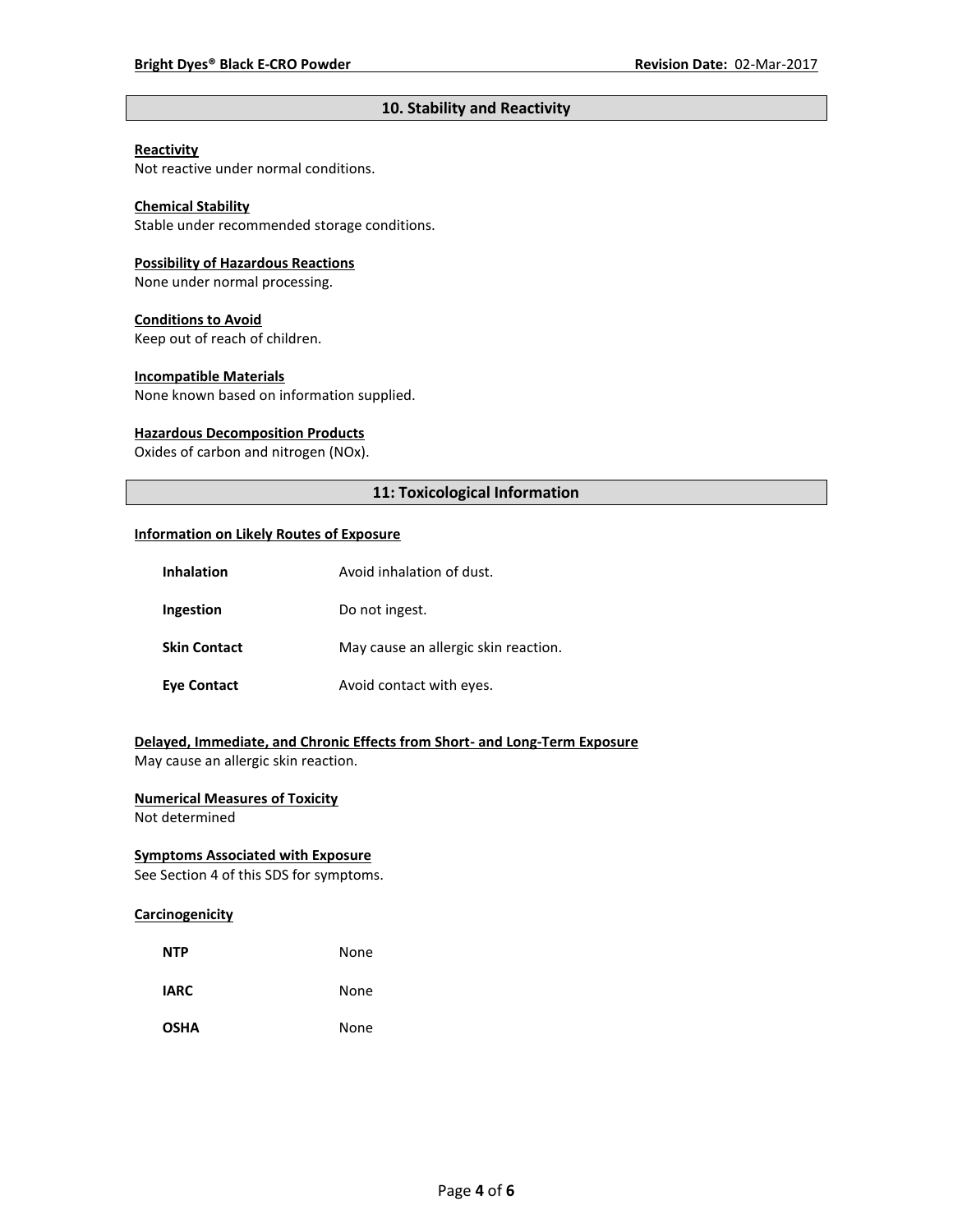## 10. Stability and Reactivity

**Reactivity**
Not reactive under normal conditions.

**Chemical Stability**
Stable under recommended storage conditions.

**Possibility of Hazardous Reactions**
None under normal processing.

**Conditions to Avoid**
Keep out of reach of children.

**Incompatible Materials**
None known based on information supplied.

**Hazardous Decomposition Products**
Oxides of carbon and nitrogen (NOx).

## 11: Toxicological Information

**Information on Likely Routes of Exposure**

| | |
|---|---|
| **Inhalation** | Avoid inhalation of dust. |
| **Ingestion** | Do not ingest. |
| **Skin Contact** | May cause an allergic skin reaction. |
| **Eye Contact** | Avoid contact with eyes. |

**Delayed, Immediate, and Chronic Effects from Short- and Long-Term Exposure**
May cause an allergic skin reaction.

**Numerical Measures of Toxicity**
Not determined

**Symptoms Associated with Exposure**
See Section 4 of this SDS for symptoms.

**Carcinogenicity**

| | |
|---|---|
| **NTP** | None |
| **IARC** | None |
| **OSHA** | None |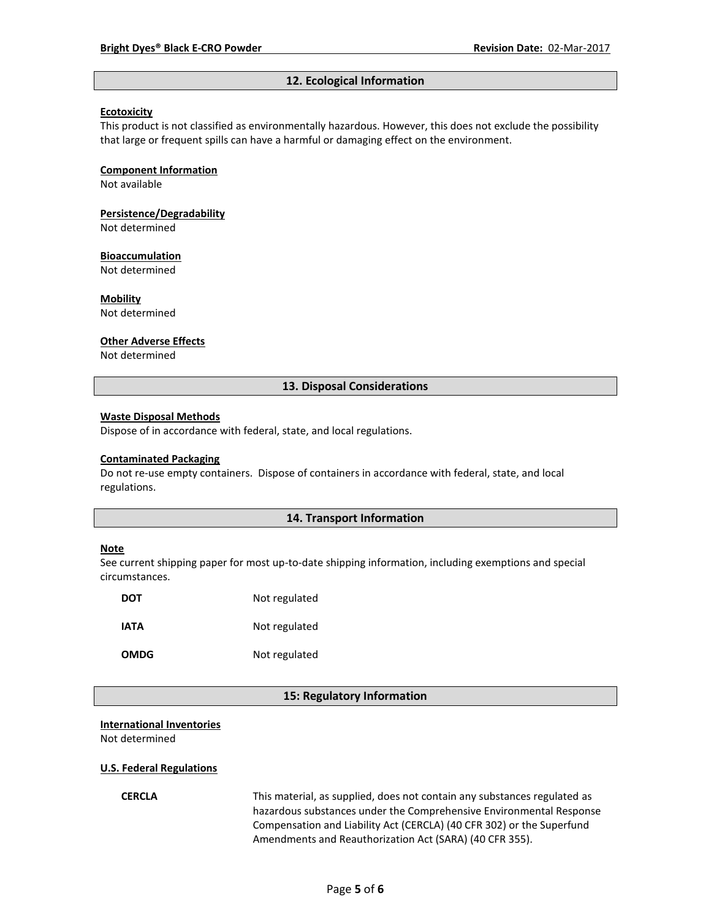## 12. Ecological Information

**Ecotoxicity**

This product is not classified as environmentally hazardous. However, this does not exclude the possibility that large or frequent spills can have a harmful or damaging effect on the environment.

**Component Information**

Not available

**Persistence/Degradability**

Not determined

**Bioaccumulation**

Not determined

**Mobility**

Not determined

**Other Adverse Effects**

Not determined

## 13. Disposal Considerations

**Waste Disposal Methods**

Dispose of in accordance with federal, state, and local regulations.

**Contaminated Packaging**

Do not re-use empty containers. Dispose of containers in accordance with federal, state, and local regulations.

## 14. Transport Information

**Note**

See current shipping paper for most up-to-date shipping information, including exemptions and special circumstances.

| | |
|---|---|
| **DOT** | Not regulated |
| **IATA** | Not regulated |
| **OMDG** | Not regulated |

## 15: Regulatory Information

**International Inventories**

Not determined

**U.S. Federal Regulations**

| | |
|---|---|
| **CERCLA** | This material, as supplied, does not contain any substances regulated as hazardous substances under the Comprehensive Environmental Response Compensation and Liability Act (CERCLA) (40 CFR 302) or the Superfund Amendments and Reauthorization Act (SARA) (40 CFR 355). |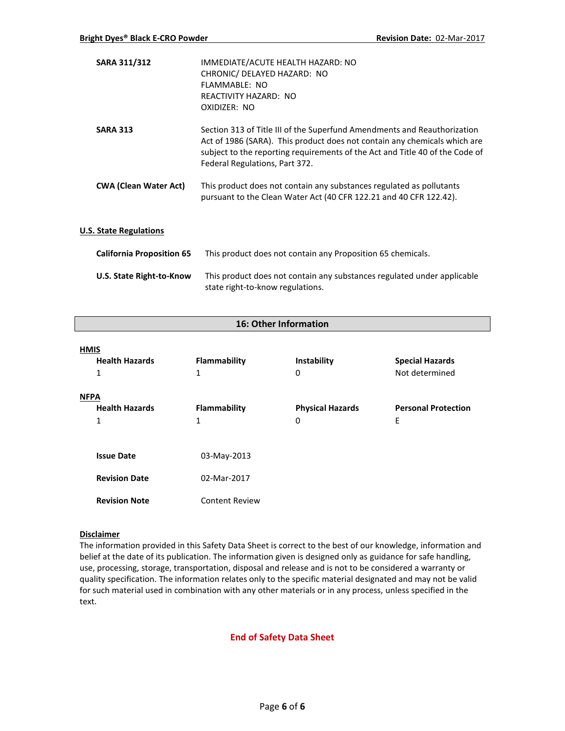| | |
|---|---|
| **SARA 311/312** | IMMEDIATE/ACUTE HEALTH HAZARD: NO<br>CHRONIC/ DELAYED HAZARD: NO<br>FLAMMABLE: NO<br>REACTIVITY HAZARD: NO<br>OXIDIZER: NO |
| **SARA 313** | Section 313 of Title III of the Superfund Amendments and Reauthorization Act of 1986 (SARA). This product does not contain any chemicals which are subject to the reporting requirements of the Act and Title 40 of the Code of Federal Regulations, Part 372. |
| **CWA (Clean Water Act)** | This product does not contain any substances regulated as pollutants pursuant to the Clean Water Act (40 CFR 122.21 and 40 CFR 122.42). |

**U.S. State Regulations**

| | |
|---|---|
| **California Proposition 65** | This product does not contain any Proposition 65 chemicals. |
| **U.S. State Right-to-Know** | This product does not contain any substances regulated under applicable state right-to-know regulations. |

## 16: Other Information

**HMIS**

| Health Hazards | Flammability | Instability | Special Hazards |
|---|---|---|---|
| 1 | 1 | 0 | Not determined |

**NFPA**

| Health Hazards | Flammability | Physical Hazards | Personal Protection |
|---|---|---|---|
| 1 | 1 | 0 | E |

| | |
|---|---|
| **Issue Date** | 03-May-2013 |
| **Revision Date** | 02-Mar-2017 |
| **Revision Note** | Content Review |

**Disclaimer**

The information provided in this Safety Data Sheet is correct to the best of our knowledge, information and belief at the date of its publication. The information given is designed only as guidance for safe handling, use, processing, storage, transportation, disposal and release and is not to be considered a warranty or quality specification. The information relates only to the specific material designated and may not be valid for such material used in combination with any other materials or in any process, unless specified in the text.

**End of Safety Data Sheet**